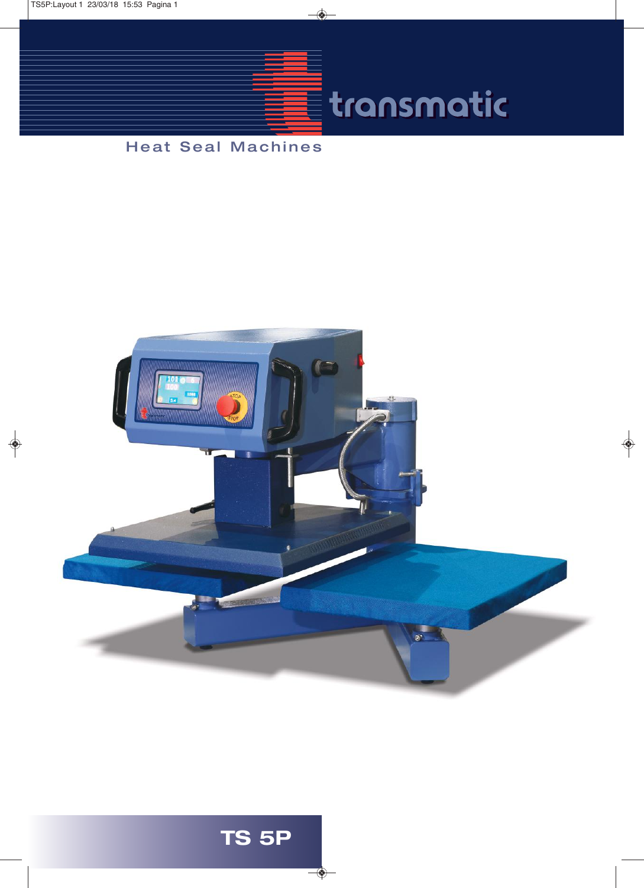# transmatic

Heat Seal Machines

# TS 5P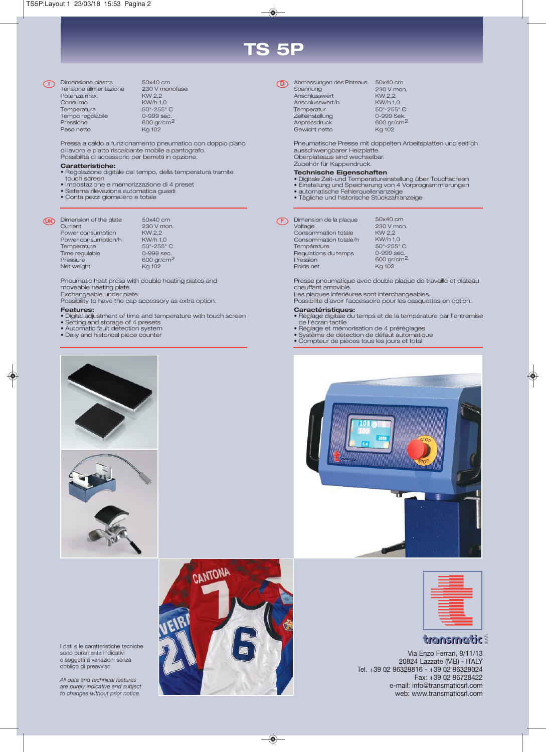# TS 5P

**I**

| | |
|---|---|
| Dimensione piastra | 50x40 cm |
| Tensione alimentazione | 230 V monofase |
| Potenza max. | KW 2,2 |
| Consumo | KW/h 1,0 |
| Temperatura | 50°-255° C |
| Tempo regolabile | 0-999 sec. |
| Pressione | 600 gr/cm2 |
| Peso netto | Kg 102 |

Pressa a caldo a funzionamento pneumatico con doppio piano di lavoro e piatto riscaldante mobile a pantografo.
Possibilità di accessorio per berretti in opzione.

**Caratteristiche:**
- Regolazione digitale del tempo, della temperatura tramite touch screen
- Impostazione e memorizzazione di 4 preset
- Sistema rilevazione automatica guasti
- Conta pezzi giornaliero e totale

**D**

| | |
|---|---|
| Abmessungen des Plateaus | 50x40 cm |
| Spannung | 230 V mon. |
| Anschlusswert | KW 2,2 |
| Anschlusswert/h | KW/h 1,0 |
| Temperatur | 50°-255° C |
| Zeiteinstellung | 0-999 Sek. |
| Anpressdruck | 600 gr/cm2 |
| Gewicht netto | Kg 102 |

Pneumatische Presse mit doppelten Arbeitsplatten und seitlich ausschwengbarer Heizplatte.
Oberplateaus sind wechselbar.
Zubehör für Kappendruck.

**Technische Eigenschaften**
- Digitale Zeit-und Temperatureinstellung über Touchscreen
- Einstellung und Speicherung von 4 Vorprogrammierungen
- automatische Fehlerquellenanzeige
- Tägliche und historische Stückzahlanzeige

**UK**

| | |
|---|---|
| Dimension of the plate | 50x40 cm |
| Current | 230 V mon. |
| Power consumption | KW 2,2 |
| Power consumption/h | KW/h 1,0 |
| Temperature | 50°-255° C |
| Time regulable | 0-999 sec. |
| Pressure | 600 gr/cm2 |
| Net weight | Kg 102 |

Pneumatic heat press with double heating plates and moveable heating plate.
Exchangeable under plate.
Possibility to have the cap accessory as extra option.

**Features:**
- Digital adjustment of time and temperature with touch screen
- Setting and storage of 4 presets
- Automatic fault detection system
- Daily and historical piece counter

**F**

| | |
|---|---|
| Dimension de la plaque | 50x40 cm |
| Voltage | 230 V mon. |
| Consommation totale | KW 2,2 |
| Consommation totale/h | KW/h 1,0 |
| Température | 50°-255° C |
| Regulations du temps | 0-999 sec. |
| Pression | 600 gr/cm2 |
| Poids net | Kg 102 |

Presse pneumatique avec double plaque de travaille et plateau chauffant amovible.
Les plaques inferiéures sont interchangeables.
Possibilite d'avoir l'accessoire pour les casquettes en option.

**Caractéristiques:**
- Réglage digitale du temps et de la température par l'entremise de l'écran tactile
- Réglage et mémorisation de 4 préréglages
- Système de détection de défaut automatique
- Compteur de pièces tous les jours et total

I dati e le caratteristiche tecniche sono puramente indicativi e soggetti a variazioni senza obbligo di preavviso.

*All data and technical features are purely indicative and subject to changes without prior notice.*

transmatic s.r.l.

Via Enzo Ferrari, 9/11/13
20824 Lazzate (MB) - ITALY
Tel. +39 02 96329816 - +39 02 96329024
Fax: +39 02 96728422
e-mail: info@transmaticsrl.com
web: www.transmaticsrl.com